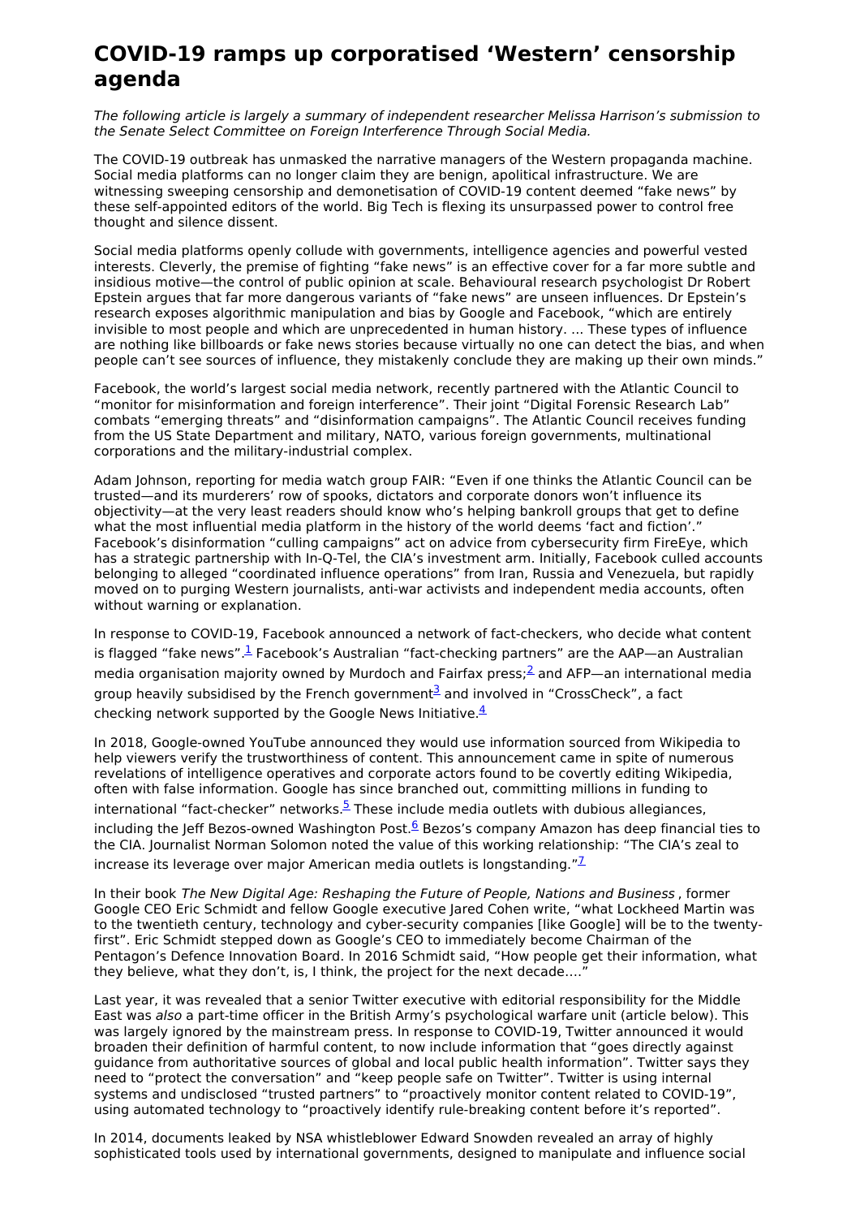# COVID-19 ramps up corporatised 'Western' censorship agenda

*The following article is largely a summary of independent researcher Melissa Harrison's submission to the Senate Select Committee on Foreign Interference Through Social Media.*

The COVID-19 outbreak has unmasked the narrative managers of the Western propaganda machine. Social media platforms can no longer claim they are benign, apolitical infrastructure. We are witnessing sweeping censorship and demonetisation of COVID-19 content deemed "fake news" by these self-appointed editors of the world. Big Tech is flexing its unsurpassed power to control free thought and silence dissent.

Social media platforms openly collude with governments, intelligence agencies and powerful vested interests. Cleverly, the premise of fighting "fake news" is an effective cover for a far more subtle and insidious motive—the control of public opinion at scale. Behavioural research psychologist Dr Robert Epstein argues that far more dangerous variants of "fake news" are unseen influences. Dr Epstein's research exposes algorithmic manipulation and bias by Google and Facebook, "which are entirely invisible to most people and which are unprecedented in human history. … These types of influence are nothing like billboards or fake news stories because virtually no one can detect the bias, and when people can't see sources of influence, they mistakenly conclude they are making up their own minds."

Facebook, the world's largest social media network, recently partnered with the Atlantic Council to "monitor for misinformation and foreign interference". Their joint "Digital Forensic Research Lab" combats "emerging threats" and "disinformation campaigns". The Atlantic Council receives funding from the US State Department and military, NATO, various foreign governments, multinational corporations and the military-industrial complex.

Adam Johnson, reporting for media watch group FAIR: "Even if one thinks the Atlantic Council can be trusted—and its murderers' row of spooks, dictators and corporate donors won't influence its objectivity—at the very least readers should know who's helping bankroll groups that get to define what the most influential media platform in the history of the world deems 'fact and fiction'." Facebook's disinformation "culling campaigns" act on advice from cybersecurity firm FireEye, which has a strategic partnership with In-Q-Tel, the CIA's investment arm. Initially, Facebook culled accounts belonging to alleged "coordinated influence operations" from Iran, Russia and Venezuela, but rapidly moved on to purging Western journalists, anti-war activists and independent media accounts, often without warning or explanation.

In response to COVID-19, Facebook announced a network of fact-checkers, who decide what content is flagged "fake news".[1] Facebook's Australian "fact-checking partners" are the AAP—an Australian media organisation majority owned by Murdoch and Fairfax press;[2] and AFP—an international media group heavily subsidised by the French government[3] and involved in "CrossCheck", a fact checking network supported by the Google News Initiative.[4]

In 2018, Google-owned YouTube announced they would use information sourced from Wikipedia to help viewers verify the trustworthiness of content. This announcement came in spite of numerous revelations of intelligence operatives and corporate actors found to be covertly editing Wikipedia, often with false information. Google has since branched out, committing millions in funding to international "fact-checker" networks.[5] These include media outlets with dubious allegiances, including the Jeff Bezos-owned Washington Post.[6] Bezos's company Amazon has deep financial ties to the CIA. Journalist Norman Solomon noted the value of this working relationship: "The CIA's zeal to increase its leverage over major American media outlets is longstanding."[7]

In their book *The New Digital Age: Reshaping the Future of People, Nations and Business* , former Google CEO Eric Schmidt and fellow Google executive Jared Cohen write, "what Lockheed Martin was to the twentieth century, technology and cyber-security companies [like Google] will be to the twenty-first". Eric Schmidt stepped down as Google's CEO to immediately become Chairman of the Pentagon's Defence Innovation Board. In 2016 Schmidt said, "How people get their information, what they believe, what they don't, is, I think, the project for the next decade…."

Last year, it was revealed that a senior Twitter executive with editorial responsibility for the Middle East was *also* a part-time officer in the British Army's psychological warfare unit (article below). This was largely ignored by the mainstream press. In response to COVID-19, Twitter announced it would broaden their definition of harmful content, to now include information that "goes directly against guidance from authoritative sources of global and local public health information". Twitter says they need to "protect the conversation" and "keep people safe on Twitter". Twitter is using internal systems and undisclosed "trusted partners" to "proactively monitor content related to COVID-19", using automated technology to "proactively identify rule-breaking content before it's reported".

In 2014, documents leaked by NSA whistleblower Edward Snowden revealed an array of highly sophisticated tools used by international governments, designed to manipulate and influence social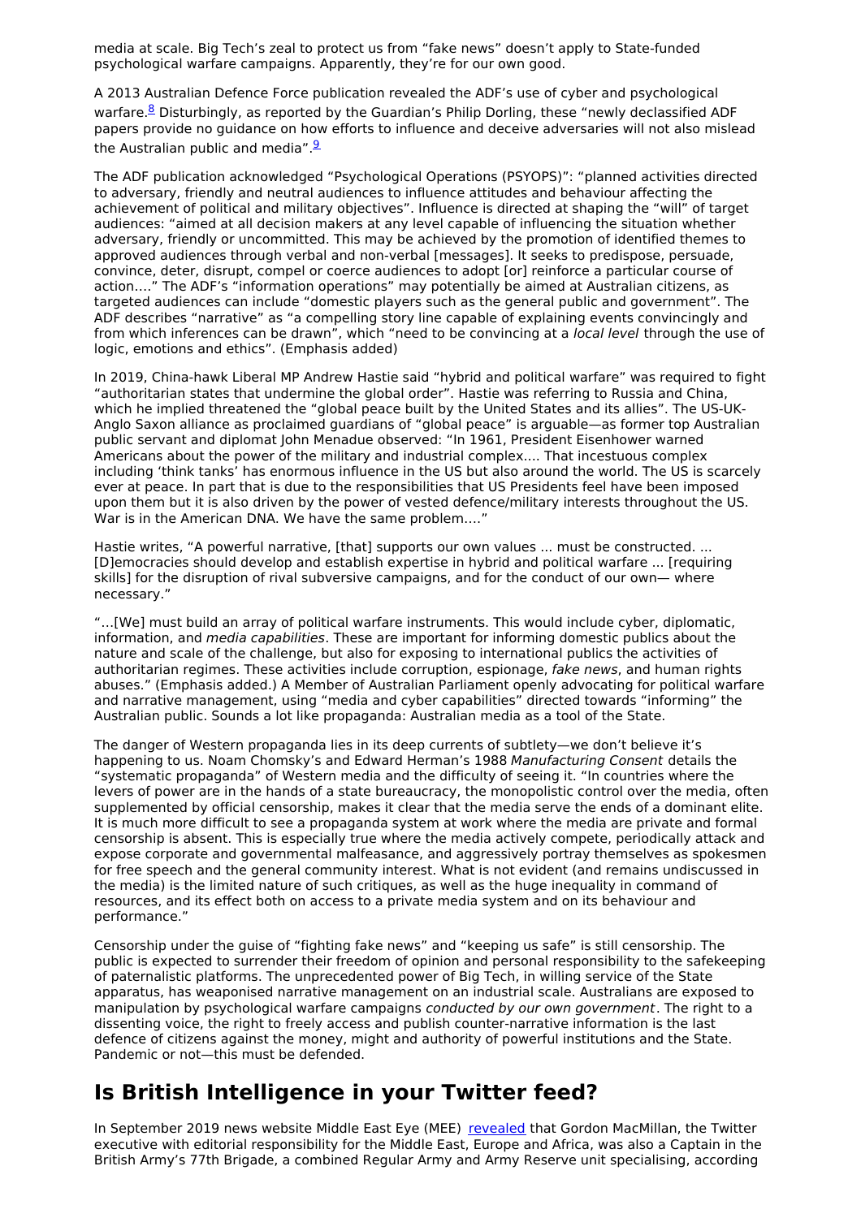media at scale. Big Tech's zeal to protect us from "fake news" doesn't apply to State-funded psychological warfare campaigns. Apparently, they're for our own good.

A 2013 Australian Defence Force publication revealed the ADF's use of cyber and psychological warfare.[8] Disturbingly, as reported by the Guardian's Philip Dorling, these "newly declassified ADF papers provide no guidance on how efforts to influence and deceive adversaries will not also mislead the Australian public and media".[9]

The ADF publication acknowledged "Psychological Operations (PSYOPS)": "planned activities directed to adversary, friendly and neutral audiences to influence attitudes and behaviour affecting the achievement of political and military objectives". Influence is directed at shaping the "will" of target audiences: "aimed at all decision makers at any level capable of influencing the situation whether adversary, friendly or uncommitted. This may be achieved by the promotion of identified themes to approved audiences through verbal and non-verbal [messages]. It seeks to predispose, persuade, convince, deter, disrupt, compel or coerce audiences to adopt [or] reinforce a particular course of action…." The ADF's "information operations" may potentially be aimed at Australian citizens, as targeted audiences can include "domestic players such as the general public and government". The ADF describes "narrative" as "a compelling story line capable of explaining events convincingly and from which inferences can be drawn", which "need to be convincing at a *local level* through the use of logic, emotions and ethics". (Emphasis added)

In 2019, China-hawk Liberal MP Andrew Hastie said "hybrid and political warfare" was required to fight "authoritarian states that undermine the global order". Hastie was referring to Russia and China, which he implied threatened the "global peace built by the United States and its allies". The US-UK-Anglo Saxon alliance as proclaimed guardians of "global peace" is arguable—as former top Australian public servant and diplomat John Menadue observed: "In 1961, President Eisenhower warned Americans about the power of the military and industrial complex…. That incestuous complex including 'think tanks' has enormous influence in the US but also around the world. The US is scarcely ever at peace. In part that is due to the responsibilities that US Presidents feel have been imposed upon them but it is also driven by the power of vested defence/military interests throughout the US. War is in the American DNA. We have the same problem…."

Hastie writes, "A powerful narrative, [that] supports our own values ... must be constructed. ... [D]emocracies should develop and establish expertise in hybrid and political warfare ... [requiring skills] for the disruption of rival subversive campaigns, and for the conduct of our own— where necessary."

"…[We] must build an array of political warfare instruments. This would include cyber, diplomatic, information, and *media capabilities*. These are important for informing domestic publics about the nature and scale of the challenge, but also for exposing to international publics the activities of authoritarian regimes. These activities include corruption, espionage, *fake news*, and human rights abuses." (Emphasis added.) A Member of Australian Parliament openly advocating for political warfare and narrative management, using "media and cyber capabilities" directed towards "informing" the Australian public. Sounds a lot like propaganda: Australian media as a tool of the State.

The danger of Western propaganda lies in its deep currents of subtlety—we don't believe it's happening to us. Noam Chomsky's and Edward Herman's 1988 *Manufacturing Consent* details the "systematic propaganda" of Western media and the difficulty of seeing it. "In countries where the levers of power are in the hands of a state bureaucracy, the monopolistic control over the media, often supplemented by official censorship, makes it clear that the media serve the ends of a dominant elite. It is much more difficult to see a propaganda system at work where the media are private and formal censorship is absent. This is especially true where the media actively compete, periodically attack and expose corporate and governmental malfeasance, and aggressively portray themselves as spokesmen for free speech and the general community interest. What is not evident (and remains undiscussed in the media) is the limited nature of such critiques, as well as the huge inequality in command of resources, and its effect both on access to a private media system and on its behaviour and performance."

Censorship under the guise of "fighting fake news" and "keeping us safe" is still censorship. The public is expected to surrender their freedom of opinion and personal responsibility to the safekeeping of paternalistic platforms. The unprecedented power of Big Tech, in willing service of the State apparatus, has weaponised narrative management on an industrial scale. Australians are exposed to manipulation by psychological warfare campaigns *conducted by our own government*. The right to a dissenting voice, the right to freely access and publish counter-narrative information is the last defence of citizens against the money, might and authority of powerful institutions and the State. Pandemic or not—this must be defended.

## Is British Intelligence in your Twitter feed?

In September 2019 news website Middle East Eye (MEE) revealed that Gordon MacMillan, the Twitter executive with editorial responsibility for the Middle East, Europe and Africa, was also a Captain in the British Army's 77th Brigade, a combined Regular Army and Army Reserve unit specialising, according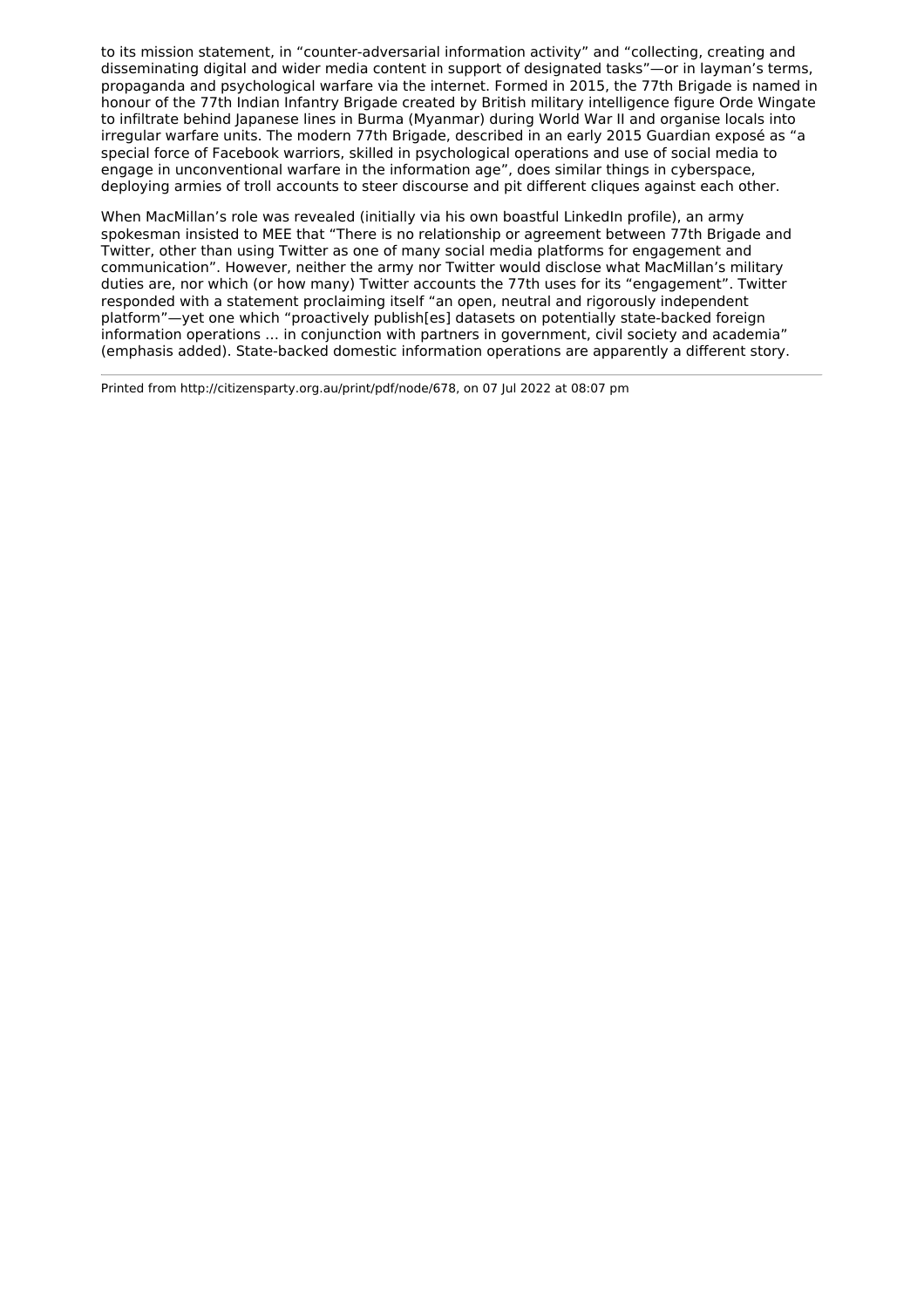to its mission statement, in "counter-adversarial information activity" and "collecting, creating and disseminating digital and wider media content in support of designated tasks"—or in layman's terms, propaganda and psychological warfare via the internet. Formed in 2015, the 77th Brigade is named in honour of the 77th Indian Infantry Brigade created by British military intelligence figure Orde Wingate to infiltrate behind Japanese lines in Burma (Myanmar) during World War II and organise locals into irregular warfare units. The modern 77th Brigade, described in an early 2015 Guardian exposé as "a special force of Facebook warriors, skilled in psychological operations and use of social media to engage in unconventional warfare in the information age", does similar things in cyberspace, deploying armies of troll accounts to steer discourse and pit different cliques against each other.

When MacMillan's role was revealed (initially via his own boastful LinkedIn profile), an army spokesman insisted to MEE that "There is no relationship or agreement between 77th Brigade and Twitter, other than using Twitter as one of many social media platforms for engagement and communication". However, neither the army nor Twitter would disclose what MacMillan's military duties are, nor which (or how many) Twitter accounts the 77th uses for its "engagement". Twitter responded with a statement proclaiming itself "an open, neutral and rigorously independent platform"—yet one which "proactively publish[es] datasets on potentially state-backed foreign information operations … in conjunction with partners in government, civil society and academia" (emphasis added). State-backed domestic information operations are apparently a different story.

---

Printed from http://citizensparty.org.au/print/pdf/node/678, on 07 Jul 2022 at 08:07 pm